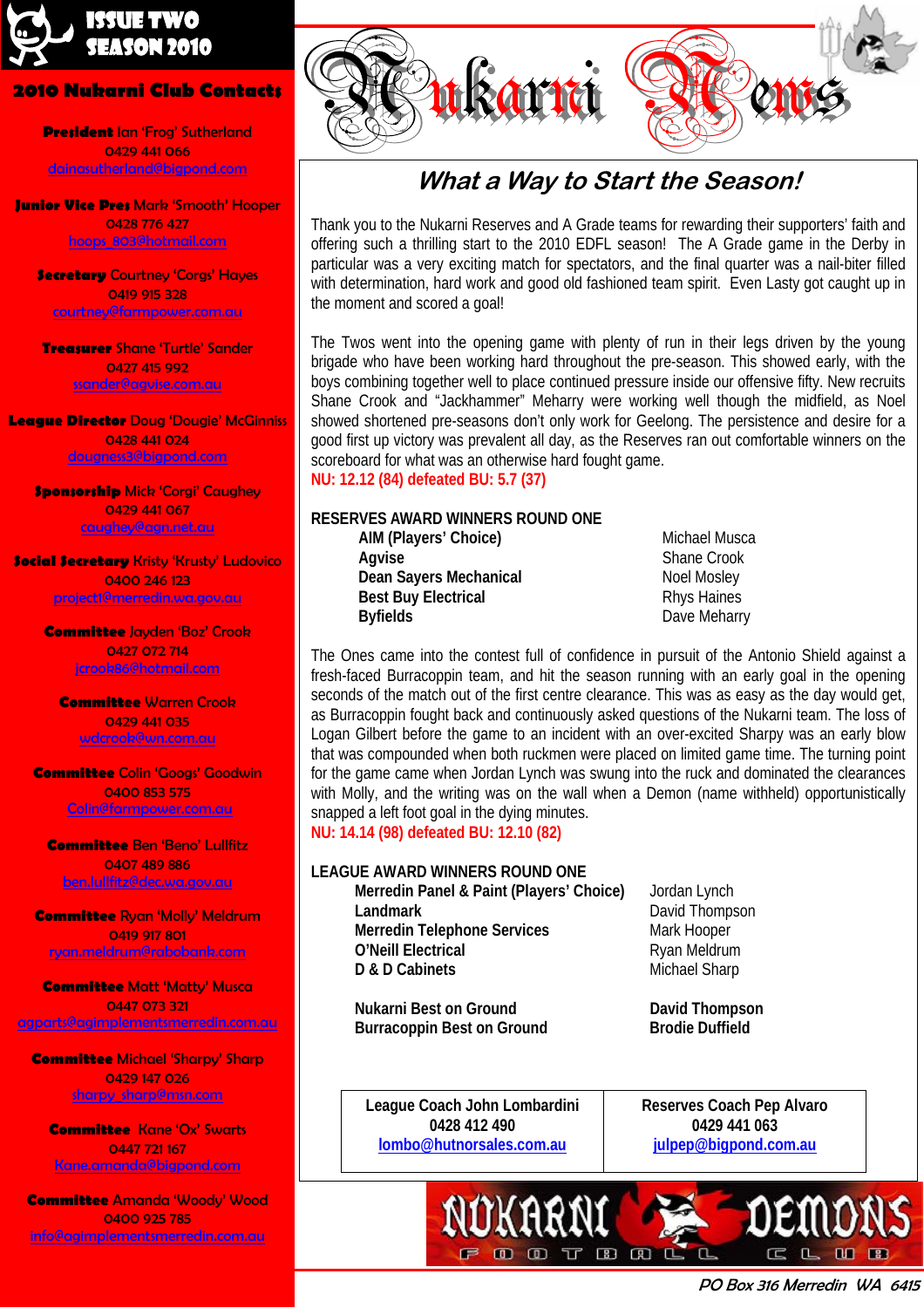ISSUE TWO
SEASON 2010

# Nukarni News

## 2010 Nukarni Club Contacts

**President** Ian 'Frog' Sutherland
0429 441 066
dainasutherland@bigpond.com

**Junior Vice Pres** Mark 'Smooth' Hooper
0428 776 427
hoops_803@hotmail.com

**Secretary** Courtney 'Corgs' Hayes
0419 915 328
courtney@farmpower.com.au

**Treasurer** Shane 'Turtle' Sander
0427 415 992
ssander@agvise.com.au

**League Director** Doug 'Dougie' McGinniss
0428 441 024
dougness3@bigpond.com

**Sponsorship** Mick 'Corgi' Caughey
0429 441 067
caughey@agn.net.au

**Social Secretary** Kristy 'Krusty' Ludovico
0400 246 123
project1@merredin.wa.gov.au

**Committee** Jayden 'Boz' Crook
0427 072 714
jcrook86@hotmail.com

**Committee** Warren Crook
0429 441 035
wdcrook@wn.com.au

**Committee** Colin 'Googs' Goodwin
0400 853 575
Colin@farmpower.com.au

**Committee** Ben 'Beno' Lullfitz
0407 489 886
ben.lullfitz@dec.wa.gov.au

**Committee** Ryan 'Molly' Meldrum
0419 917 801
ryan.meldrum@rabobank.com

**Committee** Matt 'Matty' Musca
0447 073 321
agparts@agimplementsmerredin.com.au

**Committee** Michael 'Sharpy' Sharp
0429 147 026
sharpy_sharp@msn.com

**Committee** Kane 'Ox' Swarts
0447 721 167
Kane.amanda@bigpond.com

**Committee** Amanda 'Woody' Wood
0400 925 785
info@agimplementsmerredin.com.au

## *What a Way to Start the Season!*

Thank you to the Nukarni Reserves and A Grade teams for rewarding their supporters' faith and offering such a thrilling start to the 2010 EDFL season! The A Grade game in the Derby in particular was a very exciting match for spectators, and the final quarter was a nail-biter filled with determination, hard work and good old fashioned team spirit. Even Lasty got caught up in the moment and scored a goal!

The Twos went into the opening game with plenty of run in their legs driven by the young brigade who have been working hard throughout the pre-season. This showed early, with the boys combining together well to place continued pressure inside our offensive fifty. New recruits Shane Crook and "Jackhammer" Meharry were working well though the midfield, as Noel showed shortened pre-seasons don't only work for Geelong. The persistence and desire for a good first up victory was prevalent all day, as the Reserves ran out comfortable winners on the scoreboard for what was an otherwise hard fought game.

**NU: 12.12 (84) defeated BU: 5.7 (37)**

**RESERVES AWARD WINNERS ROUND ONE**

| | |
|---|---|
| **AIM (Players' Choice)** | Michael Musca |
| **Agvise** | Shane Crook |
| **Dean Sayers Mechanical** | Noel Mosley |
| **Best Buy Electrical** | Rhys Haines |
| **Byfields** | Dave Meharry |

The Ones came into the contest full of confidence in pursuit of the Antonio Shield against a fresh-faced Burracoppin team, and hit the season running with an early goal in the opening seconds of the match out of the first centre clearance. This was as easy as the day would get, as Burracoppin fought back and continuously asked questions of the Nukarni team. The loss of Logan Gilbert before the game to an incident with an over-excited Sharpy was an early blow that was compounded when both ruckmen were placed on limited game time. The turning point for the game came when Jordan Lynch was swung into the ruck and dominated the clearances with Molly, and the writing was on the wall when a Demon (name withheld) opportunistically snapped a left foot goal in the dying minutes.

**NU: 14.14 (98) defeated BU: 12.10 (82)**

**LEAGUE AWARD WINNERS ROUND ONE**

| | |
|---|---|
| **Merredin Panel & Paint (Players' Choice)** | Jordan Lynch |
| **Landmark** | David Thompson |
| **Merredin Telephone Services** | Mark Hooper |
| **O'Neill Electrical** | Ryan Meldrum |
| **D & D Cabinets** | Michael Sharp |
| **Nukarni Best on Ground** | **David Thompson** |
| **Burracoppin Best on Ground** | **Brodie Duffield** |

| League Coach John Lombardini | Reserves Coach Pep Alvaro |
|---|---|
| 0428 412 490 | 0429 441 063 |
| lombo@hutnorsales.com.au | julpep@bigpond.com.au |

NUKARNI DEMONS FOOTBALL CLUB

PO Box 316 Merredin WA 6415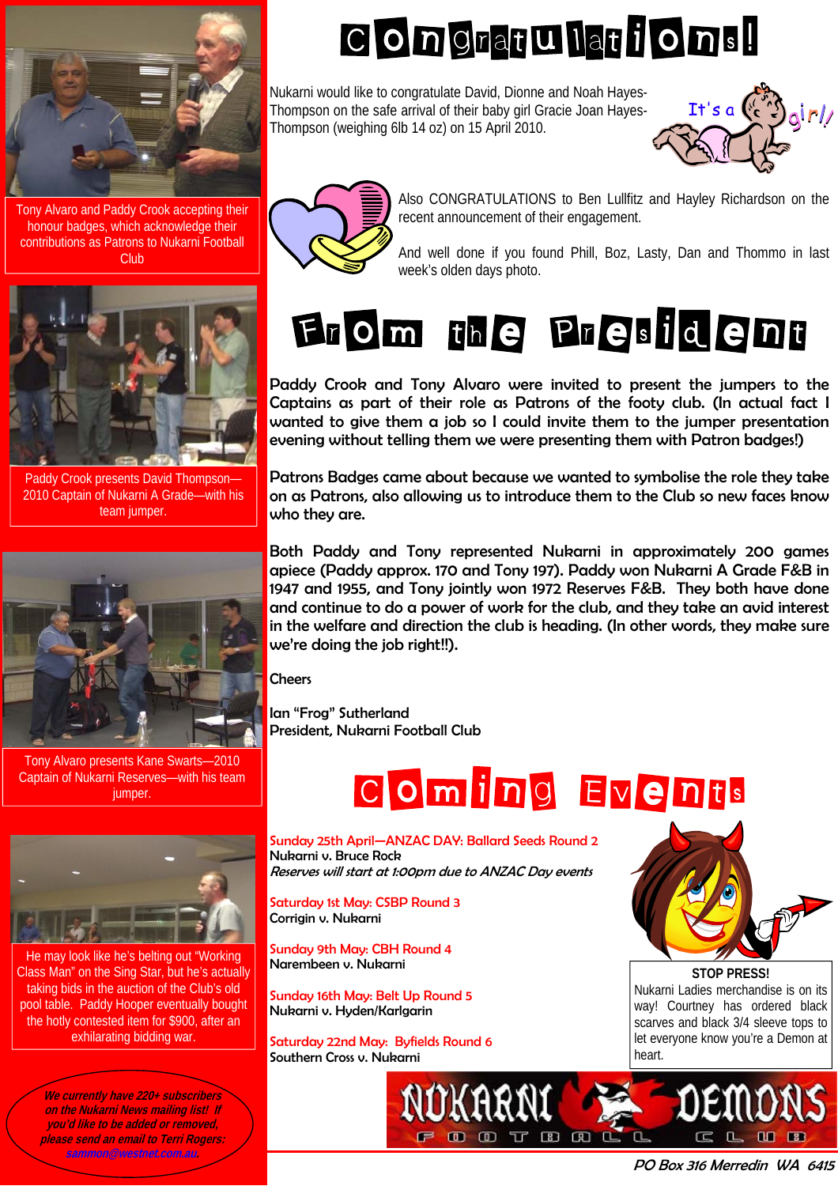# Congratulations!

Nukarni would like to congratulate David, Dionne and Noah Hayes-Thompson on the safe arrival of their baby girl Gracie Joan Hayes-Thompson (weighing 6lb 14 oz) on 15 April 2010.

It's a girl!

Also CONGRATULATIONS to Ben Lullfitz and Hayley Richardson on the recent announcement of their engagement.

And well done if you found Phill, Boz, Lasty, Dan and Thommo in last week's olden days photo.

# From the President

Paddy Crook and Tony Alvaro were invited to present the jumpers to the Captains as part of their role as Patrons of the footy club. (In actual fact I wanted to give them a job so I could invite them to the jumper presentation evening without telling them we were presenting them with Patron badges!)

Patrons Badges came about because we wanted to symbolise the role they take on as Patrons, also allowing us to introduce them to the Club so new faces know who they are.

Both Paddy and Tony represented Nukarni in approximately 200 games apiece (Paddy approx. 170 and Tony 197). Paddy won Nukarni A Grade F&B in 1947 and 1955, and Tony jointly won 1972 Reserves F&B. They both have done and continue to do a power of work for the club, and they take an avid interest in the welfare and direction the club is heading. (In other words, they make sure we're doing the job right!!).

Cheers

Ian "Frog" Sutherland
President, Nukarni Football Club

Tony Alvaro and Paddy Crook accepting their honour badges, which acknowledge their contributions as Patrons to Nukarni Football Club

Paddy Crook presents David Thompson—2010 Captain of Nukarni A Grade—with his team jumper.

Tony Alvaro presents Kane Swarts—2010 Captain of Nukarni Reserves—with his team jumper.

He may look like he's belting out "Working Class Man" on the Sing Star, but he's actually taking bids in the auction of the Club's old pool table. Paddy Hooper eventually bought the hotly contested item for $900, after an exhilarating bidding war.

# Coming Events

**Sunday 25th April—ANZAC DAY: Ballard Seeds Round 2**
Nukarni v. Bruce Rock
*Reserves will start at 1:00pm due to ANZAC Day events*

**Saturday 1st May: CSBP Round 3**
Corrigin v. Nukarni

**Sunday 9th May: CBH Round 4**
Narembeen v. Nukarni

**Sunday 16th May: Belt Up Round 5**
Nukarni v. Hyden/Karlgarin

**Saturday 22nd May: Byfields Round 6**
Southern Cross v. Nukarni

**STOP PRESS!**
Nukarni Ladies merchandise is on its way! Courtney has ordered black scarves and black 3/4 sleeve tops to let everyone know you're a Demon at heart.

*We currently have 220+ subscribers on the Nukarni News mailing list! If you'd like to be added or removed, please send an email to Terri Rogers: sammon@westnet.com.au.*

NUKARNI DEMONS FOOTBALL CLUB

PO Box 316 Merredin WA 6415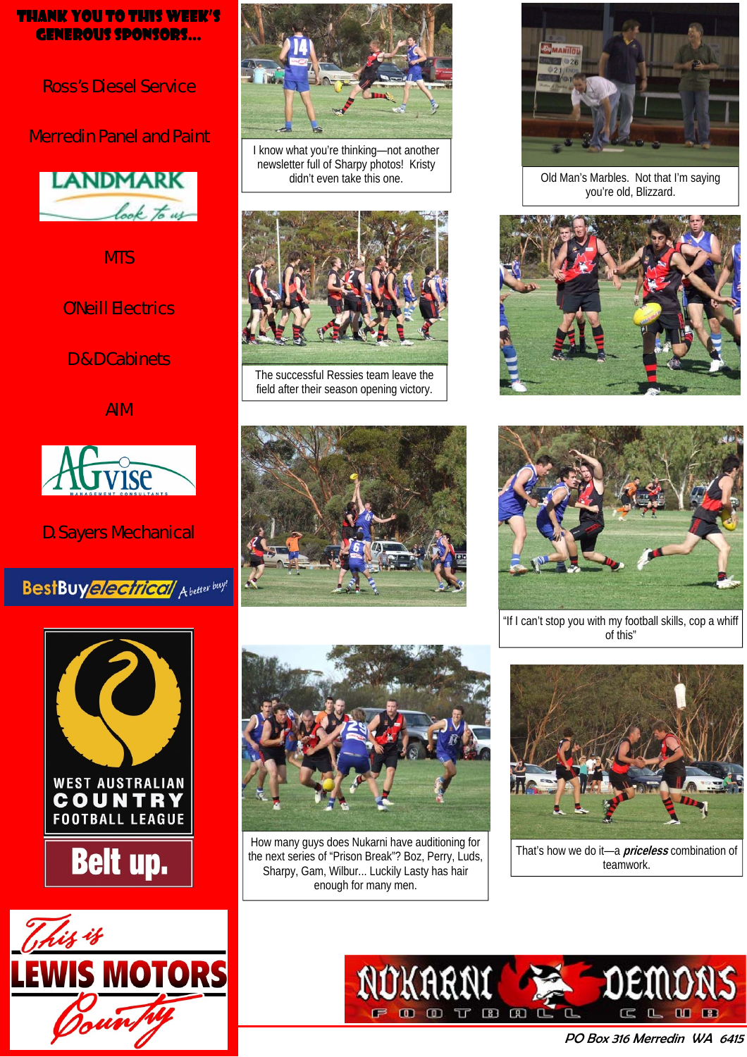**THANK YOU TO THIS WEEK'S GENEROUS SPONSORS...**

Ross's Diesel Service

Merredin Panel and Paint

LANDMARK

MTS

O'Neill Electrics

D&D Cabinets

AIM

AGvise

D. Sayers Mechanical

BestBuy electrical

West Australian Country Football League — Belt up.

This is Lewis Motors Country

I know what you're thinking—not another newsletter full of Sharpy photos! Kristy didn't even take this one.

Old Man's Marbles. Not that I'm saying you're old, Blizzard.

The successful Ressies team leave the field after their season opening victory.

"If I can't stop you with my football skills, cop a whiff of this"

How many guys does Nukarni have auditioning for the next series of "Prison Break"? Boz, Perry, Luds, Sharpy, Gam, Wilbur... Luckily Lasty has hair enough for many men.

That's how we do it—a ***priceless*** combination of teamwork.

NUKARNI DEMONS FOOTBALL CLUB

*PO Box 316 Merredin WA 6415*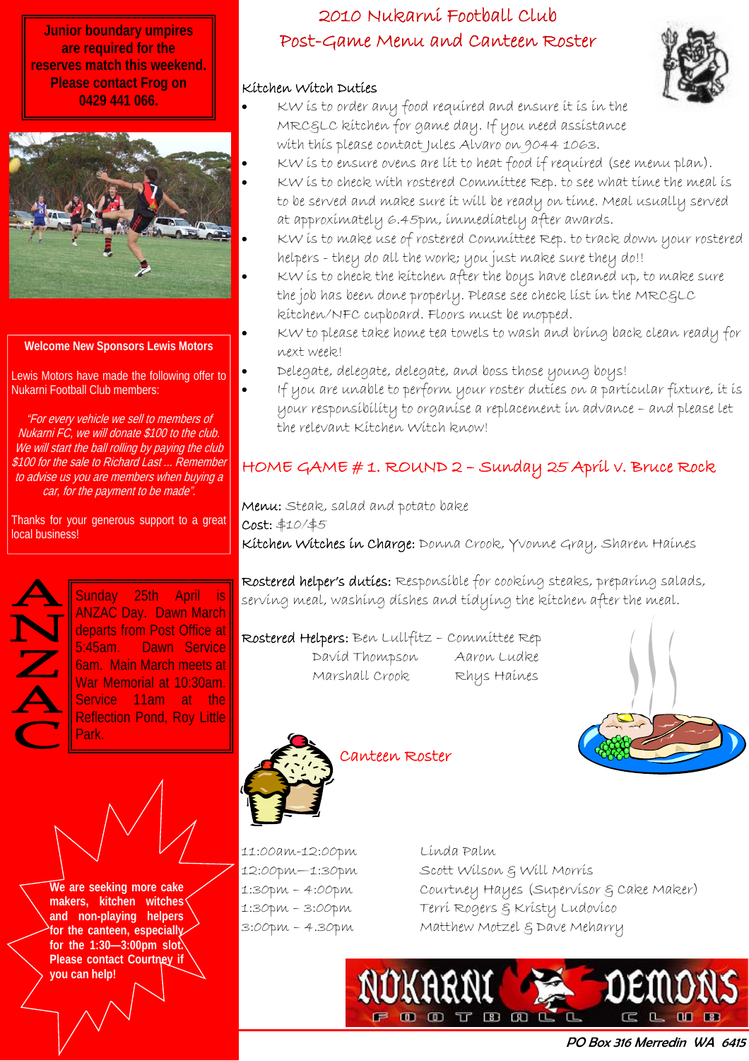# 2010 Nukarni Football Club
## Post-Game Menu and Canteen Roster

### Kitchen Witch Duties

- KW is to order any food required and ensure it is in the MRC&LC kitchen for game day. If you need assistance with this please contact Jules Alvaro on 9044 1063.
- KW is to ensure ovens are lit to heat food if required (see menu plan).
- KW is to check with rostered Committee Rep. to see what time the meal is to be served and make sure it will be ready on time. Meal usually served at approximately 6.45pm, immediately after awards.
- KW is to make use of rostered Committee Rep. to track down your rostered helpers - they do all the work; you just make sure they do!!
- KW is to check the kitchen after the boys have cleaned up, to make sure the job has been done properly. Please see check list in the MRC&LC kitchen/NFC cupboard. Floors must be mopped.
- KW to please take home tea towels to wash and bring back clean ready for next week!
- Delegate, delegate, delegate, and boss those young boys!
- If you are unable to perform your roster duties on a particular fixture, it is your responsibility to organise a replacement in advance – and please let the relevant Kitchen Witch know!

### HOME GAME # 1. ROUND 2 – Sunday 25 April v. Bruce Rock

**Menu:** Steak, salad and potato bake
**Cost:** $10/$5
**Kitchen Witches in Charge:** Donna Crook, Yvonne Gray, Sharen Haines

**Rostered helper's duties:** Responsible for cooking steaks, preparing salads, serving meal, washing dishes and tidying the kitchen after the meal.

**Rostered Helpers:** Ben Lullfitz – Committee Rep

| | |
|---|---|
| David Thompson | Aaron Ludke |
| Marshall Crook | Rhys Haines |

### Canteen Roster

| | |
|---|---|
| 11:00am-12:00pm | Linda Palm |
| 12:00pm—1:30pm | Scott Wilson & Will Morris |
| 1:30pm – 4:00pm | Courtney Hayes (Supervisor & Cake Maker) |
| 1:30pm – 3:00pm | Terri Rogers & Kristy Ludovico |
| 3:00pm – 4.30pm | Matthew Motzel & Dave Meharry |

**Junior boundary umpires are required for the reserves match this weekend. Please contact Frog on 0429 441 066.**

**Welcome New Sponsors Lewis Motors**

Lewis Motors have made the following offer to Nukarni Football Club members:

*"For every vehicle we sell to members of Nukarni FC, we will donate $100 to the club. We will start the ball rolling by paying the club $100 for the sale to Richard Last ... Remember to advise us you are members when buying a car, for the payment to be made".*

Thanks for your generous support to a great local business!

**ANZAC**

Sunday 25th April is ANZAC Day. Dawn March departs from Post Office at 5:45am. Dawn Service 6am. Main March meets at War Memorial at 10:30am. Service 11am at the Reflection Pond, Roy Little Park.

**We are seeking more cake makers, kitchen witches and non-playing helpers for the canteen, especially for the 1:30—3:00pm slot. Please contact Courtney if you can help!**

NUKARNI DEMONS FOOTBALL CLUB

PO Box 316 Merredin WA 6415